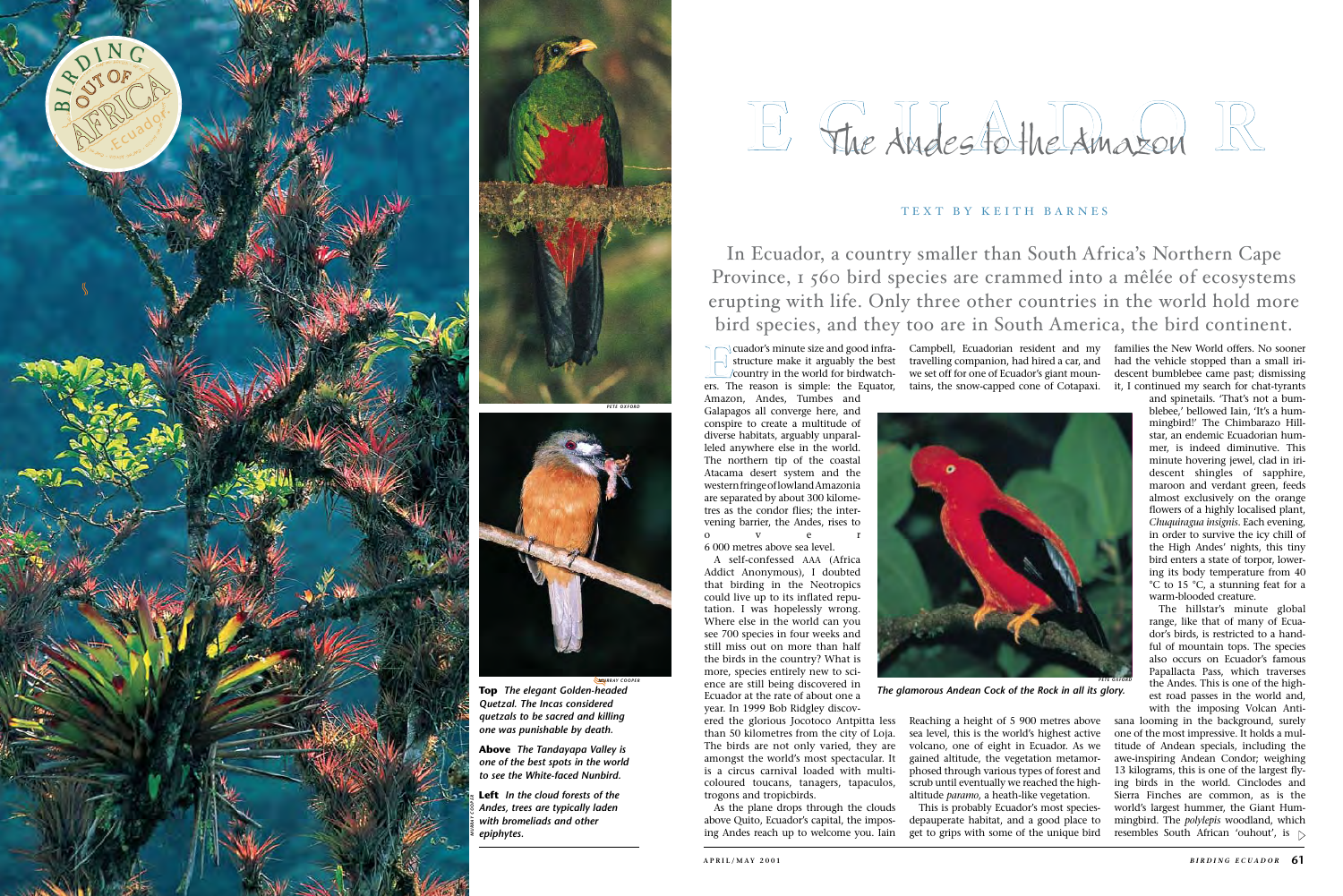# ECUADOR

## The Andes to the Amazon

TEXT BY KEITH BARNES

In Ecuador, a country smaller than South Africa's Northern Cape Province, 1 560 bird species are crammed into a mêlée of ecosystems erupting with life. Only three other countries in the world hold more bird species, and they too are in South America, the bird continent.

Ecuador's minute size and good infrastructure make it arguably the best country in the world for birdwatchers. The reason is simple: the Equator, Amazon, Andes, Tumbes and Galapagos all converge here, and conspire to create a multitude of diverse habitats, arguably unparalleled anywhere else in the world. The northern tip of the coastal Atacama desert system and the western fringe of lowland Amazonia are separated by about 300 kilometres as the condor flies; the intervening barrier, the Andes, rises to over 6 000 metres above sea level.

A self-confessed AAA (Africa Addict Anonymous), I doubted that birding in the Neotropics could live up to its inflated reputation. I was hopelessly wrong. Where else in the world can you see 700 species in four weeks and still miss out on more than half the birds in the country? What is more, species entirely new to science are still being discovered in Ecuador at the rate of about one a year. In 1999 Bob Ridgley discovered the glorious Jocotoco Antpitta less than 50 kilometres from the city of Loja. The birds are not only varied, they are amongst the world's most spectacular. It is a circus carnival loaded with multi-coloured toucans, tanagers, tapaculos, trogons and tropicbirds.

As the plane drops through the clouds above Quito, Ecuador's capital, the imposing Andes reach up to welcome you. Iain Campbell, Ecuadorian resident and my travelling companion, had hired a car, and we set off for one of Ecuador's giant mountains, the snow-capped cone of Cotapaxi. Reaching a height of 5 900 metres above sea level, this is the world's highest active volcano, one of eight in Ecuador. As we gained altitude, the vegetation metamorphosed through various types of forest and scrub until eventually we reached the high-altitude *paramo*, a heath-like vegetation.

This is probably Ecuador's most species-depauperate habitat, and a good place to get to grips with some of the unique bird families the New World offers. No sooner had the vehicle stopped than a small iridescent bumblebee came past; dismissing it, I continued my search for chat-tyrants and spinetails. 'That's not a bumblebee,' bellowed Iain, 'It's a hummingbird!' The Chimbarazo Hillstar, an endemic Ecuadorian hummer, is indeed diminutive. This minute hovering jewel, clad in iridescent shingles of sapphire, maroon and verdant green, feeds almost exclusively on the orange flowers of a highly localised plant, *Chuquiragua insignis*. Each evening, in order to survive the icy chill of the High Andes' nights, this tiny bird enters a state of torpor, lowering its body temperature from 40 °C to 15 °C, a stunning feat for a warm-blooded creature.

The hillstar's minute global range, like that of many of Ecuador's birds, is restricted to a handful of mountain tops. The species also occurs on Ecuador's famous Papallacta Pass, which traverses the Andes. This is one of the highest road passes in the world and, with the imposing Volcan Antisana looming in the background, surely one of the most impressive. It holds a multitude of Andean specials, including the awe-inspiring Andean Condor; weighing 13 kilograms, this is one of the largest flying birds in the world. Cinclodes and Sierra Finches are common, as is the world's largest hummer, the Giant Hummingbird. The *polylepis* woodland, which resembles South African 'ouhout', is

*The glamorous Andean Cock of the Rock in all its glory.*

**Top** *The elegant Golden-headed Quetzal. The Incas considered quetzals to be sacred and killing one was punishable by death.*

**Above** *The Tandayapa Valley is one of the best spots in the world to see the White-faced Nunbird.*

**Left** *In the cloud forests of the Andes, trees are typically laden with bromeliads and other epiphytes.*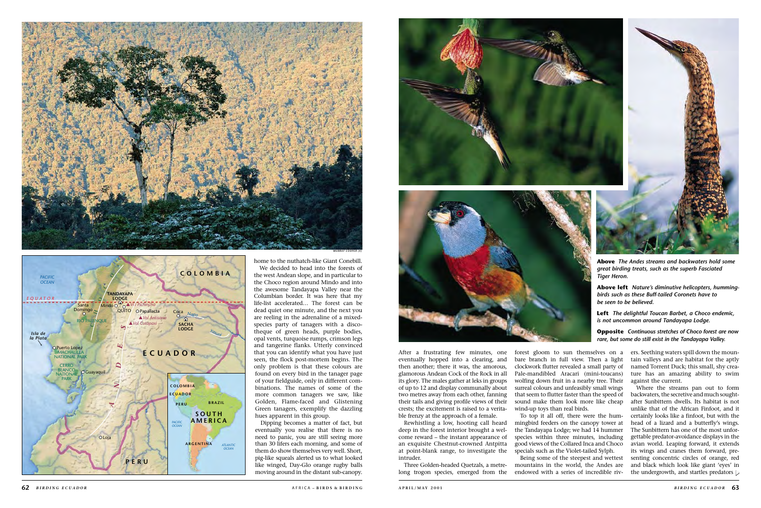home to the nuthatch-like Giant Conebill.

We decided to head into the forests of the west Andean slope, and in particular to the Choco region around Mindo and into the awesome Tandayapa Valley near the Columbian border. It was here that my life-list accelerated… The forest can be dead quiet one minute, and the next you are reeling in the adrenaline of a mixed-species party of tanagers with a discotheque of green heads, purple bodies, opal vents, turquoise rumps, crimson legs and tangerine flanks. Utterly convinced that you can identify what you have just seen, the flock post-mortem begins. The only problem is that these colours are found on every bird in the tanager page of your fieldguide, only in different combinations. The names of some of the more common tanagers we saw, like Golden, Flame-faced and Glistening Green tanagers, exemplify the dazzling hues apparent in this group.

Dipping becomes a matter of fact, but eventually you realise that there is no need to panic, you are still seeing more than 30 lifers each morning, and some of them do show themselves very well. Short, pig-like squeals alerted us to what looked like winged, Day-Glo orange rugby balls moving around in the distant sub-canopy. After a frustrating few minutes, one eventually hopped into a clearing, and then another; there it was, the amorous, glamorous Andean Cock of the Rock in all its glory. The males gather at leks in groups of up to 12 and display communally about two metres away from each other, fanning their tails and giving profile views of their crests; the excitement is raised to a veritable frenzy at the approach of a female.

Rewhistling a low, hooting call heard deep in the forest interior brought a welcome reward – the instant appearance of an exquisite Chestnut-crowned Antpitta at point-blank range, to investigate the intruder.

Three Golden-headed Quetzals, a metre-long trogon species, emerged from the forest gloom to sun themselves on a bare branch in full view. Then a light clockwork flutter revealed a small party of Pale-mandibled Aracari (mini-toucans) wolfing down fruit in a nearby tree. Their surreal colours and unfeasibly small wings that seem to flutter faster than the speed of sound make them look more like cheap wind-up toys than real birds.

To top it all off, there were the hummingbird feeders on the canopy tower at the Tandayapa Lodge; we had 14 hummer species within three minutes, including good views of the Collared Inca and Choco specials such as the Violet-tailed Sylph.

Being some of the steepest and wettest mountains in the world, the Andes are endowed with a series of incredible rivers. Seething waters spill down the mountain valleys and are habitat for the aptly named Torrent Duck; this small, shy creature has an amazing ability to swim against the current.

Where the streams pan out to form backwaters, the secretive and much sought-after Sunbittern dwells. Its habitat is not unlike that of the African Finfoot, and it certainly looks like a finfoot, but with the head of a lizard and a butterfly's wings. The Sunbittern has one of the most unforgettable predator-avoidance displays in the avian world. Leaping forward, it extends its wings and cranes them forward, presenting concentric circles of orange, red and black which look like giant 'eyes' in the undergrowth, and startles predators

**Above** *The Andes streams and backwaters hold some great birding treats, such as the superb Fasciated Tiger Heron.*

**Above left** *Nature's diminutive helicopters, hummingbirds such as these Buff-tailed Coronets have to be believed.*

**Left** *The delightful Toucan Barbet, a Choco endemic, is not uncommon around Tandayapa Lodge.*

**Opposite** *Continuous stretches of Choco forest are now rare, but some do still exist in the Tandayapa Valley.*

MURRAY COOPER (4)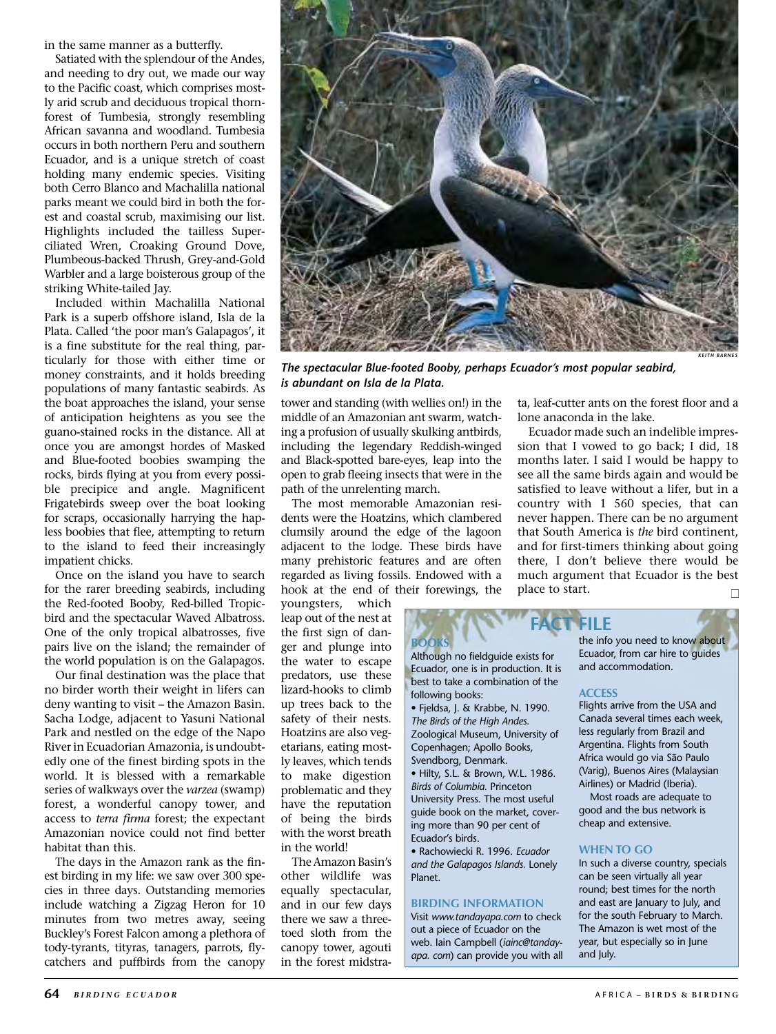in the same manner as a butterfly.

Satiated with the splendour of the Andes, and needing to dry out, we made our way to the Pacific coast, which comprises mostly arid scrub and deciduous tropical thornforest of Tumbesia, strongly resembling African savanna and woodland. Tumbesia occurs in both northern Peru and southern Ecuador, and is a unique stretch of coast holding many endemic species. Visiting both Cerro Blanco and Machalilla national parks meant we could bird in both the forest and coastal scrub, maximising our list. Highlights included the tailless Superciliated Wren, Croaking Ground Dove, Plumbeous-backed Thrush, Grey-and-Gold Warbler and a large boisterous group of the striking White-tailed Jay.

Included within Machalilla National Park is a superb offshore island, Isla de la Plata. Called 'the poor man's Galapagos', it is a fine substitute for the real thing, particularly for those with either time or money constraints, and it holds breeding populations of many fantastic seabirds. As the boat approaches the island, your sense of anticipation heightens as you see the guano-stained rocks in the distance. All at once you are amongst hordes of Masked and Blue-footed boobies swamping the rocks, birds flying at you from every possible precipice and angle. Magnificent Frigatebirds sweep over the boat looking for scraps, occasionally harrying the hapless boobies that flee, attempting to return to the island to feed their increasingly impatient chicks.

Once on the island you have to search for the rarer breeding seabirds, including the Red-footed Booby, Red-billed Tropicbird and the spectacular Waved Albatross. One of the only tropical albatrosses, five pairs live on the island; the remainder of the world population is on the Galapagos.

Our final destination was the place that no birder worth their weight in lifers can deny wanting to visit – the Amazon Basin. Sacha Lodge, adjacent to Yasuni National Park and nestled on the edge of the Napo River in Ecuadorian Amazonia, is undoubtedly one of the finest birding spots in the world. It is blessed with a remarkable series of walkways over the *varzea* (swamp) forest, a wonderful canopy tower, and access to *terra firma* forest; the expectant Amazonian novice could not find better habitat than this.

The days in the Amazon rank as the finest birding in my life: we saw over 300 species in three days. Outstanding memories include watching a Zigzag Heron for 10 minutes from two metres away, seeing Buckley's Forest Falcon among a plethora of tody-tyrants, tityras, tanagers, parrots, flycatchers and puffbirds from the canopy tower and standing (with wellies on!) in the middle of an Amazonian ant swarm, watching a profusion of usually skulking antbirds, including the legendary Reddish-winged and Black-spotted bare-eyes, leap into the open to grab fleeing insects that were in the path of the unrelenting march.

The most memorable Amazonian residents were the Hoatzins, which clambered clumsily around the edge of the lagoon adjacent to the lodge. These birds have many prehistoric features and are often regarded as living fossils. Endowed with a hook at the end of their forewings, the youngsters, which leap out of the nest at the first sign of danger and plunge into the water to escape predators, use these lizard-hooks to climb up trees back to the safety of their nests. Hoatzins are also vegetarians, eating mostly leaves, which tends to make digestion problematic and they have the reputation of being the birds with the worst breath in the world!

The Amazon Basin's other wildlife was equally spectacular, and in our few days there we saw a three-toed sloth from the canopy tower, agouti in the forest midstrata, leaf-cutter ants on the forest floor and a lone anaconda in the lake.

Ecuador made such an indelible impression that I vowed to go back; I did, 18 months later. I said I would be happy to see all the same birds again and would be satisfied to leave without a lifer, but in a country with 1 560 species, that can never happen. There can be no argument that South America is *the* bird continent, and for first-timers thinking about going there, I don't believe there would be much argument that Ecuador is the best place to start.

*The spectacular Blue-footed Booby, perhaps Ecuador's most popular seabird, is abundant on Isla de la Plata.*

KEITH BARNES

## FACT FILE

### BOOKS

Although no fieldguide exists for Ecuador, one is in production. It is best to take a combination of the following books:

- Fjeldsa, J. & Krabbe, N. 1990. *The Birds of the High Andes.* Zoological Museum, University of Copenhagen; Apollo Books, Svendborg, Denmark.
- Hilty, S.L. & Brown, W.L. 1986. *Birds of Columbia.* Princeton University Press. The most useful guide book on the market, covering more than 90 per cent of Ecuador's birds.
- Rachowiecki R. 1996. *Ecuador and the Galapagos Islands.* Lonely Planet.

### BIRDING INFORMATION

Visit *www.tandayapa.com* to check out a piece of Ecuador on the web. Iain Campbell (*iainc@tandayapa. com*) can provide you with all the info you need to know about Ecuador, from car hire to guides and accommodation.

### ACCESS

Flights arrive from the USA and Canada several times each week, less regularly from Brazil and Argentina. Flights from South Africa would go via São Paulo (Varig), Buenos Aires (Malaysian Airlines) or Madrid (Iberia).

Most roads are adequate to good and the bus network is cheap and extensive.

### WHEN TO GO

In such a diverse country, specials can be seen virtually all year round; best times for the north and east are January to July, and for the south February to March. The Amazon is wet most of the year, but especially so in June and July.